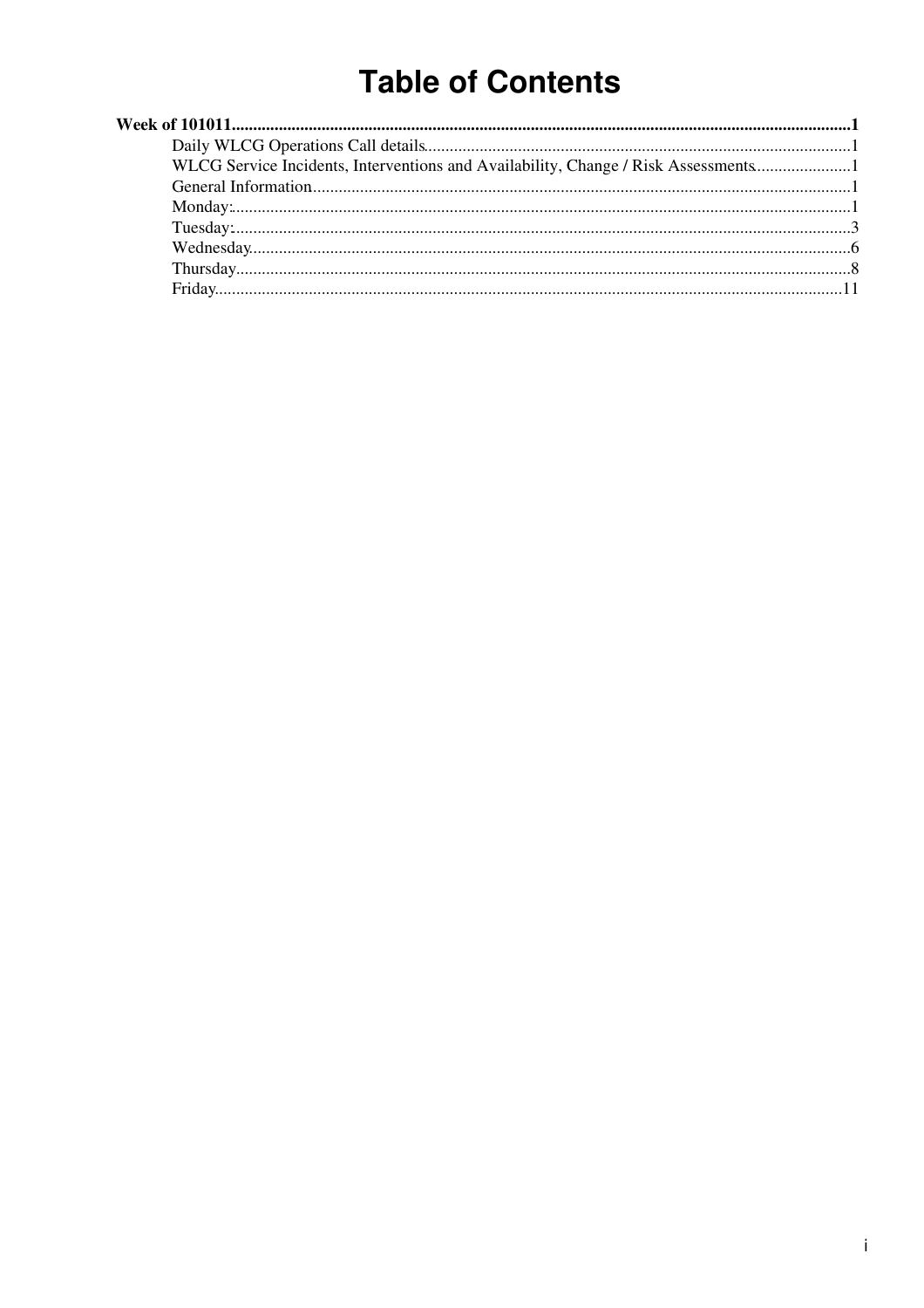# Table of Contents

**Week of 101011**.....................................................................................................1

- Daily WLCG Operations Call details.....................................................................1
- WLCG Service Incidents, Interventions and Availability, Change / Risk Assessments.......1
- General Information...............................................................................................1
- Monday:..................................................................................................................1
- Tuesday:.................................................................................................................3
- Wednesday.............................................................................................................6
- Thursday.................................................................................................................8
- Friday.....................................................................................................................11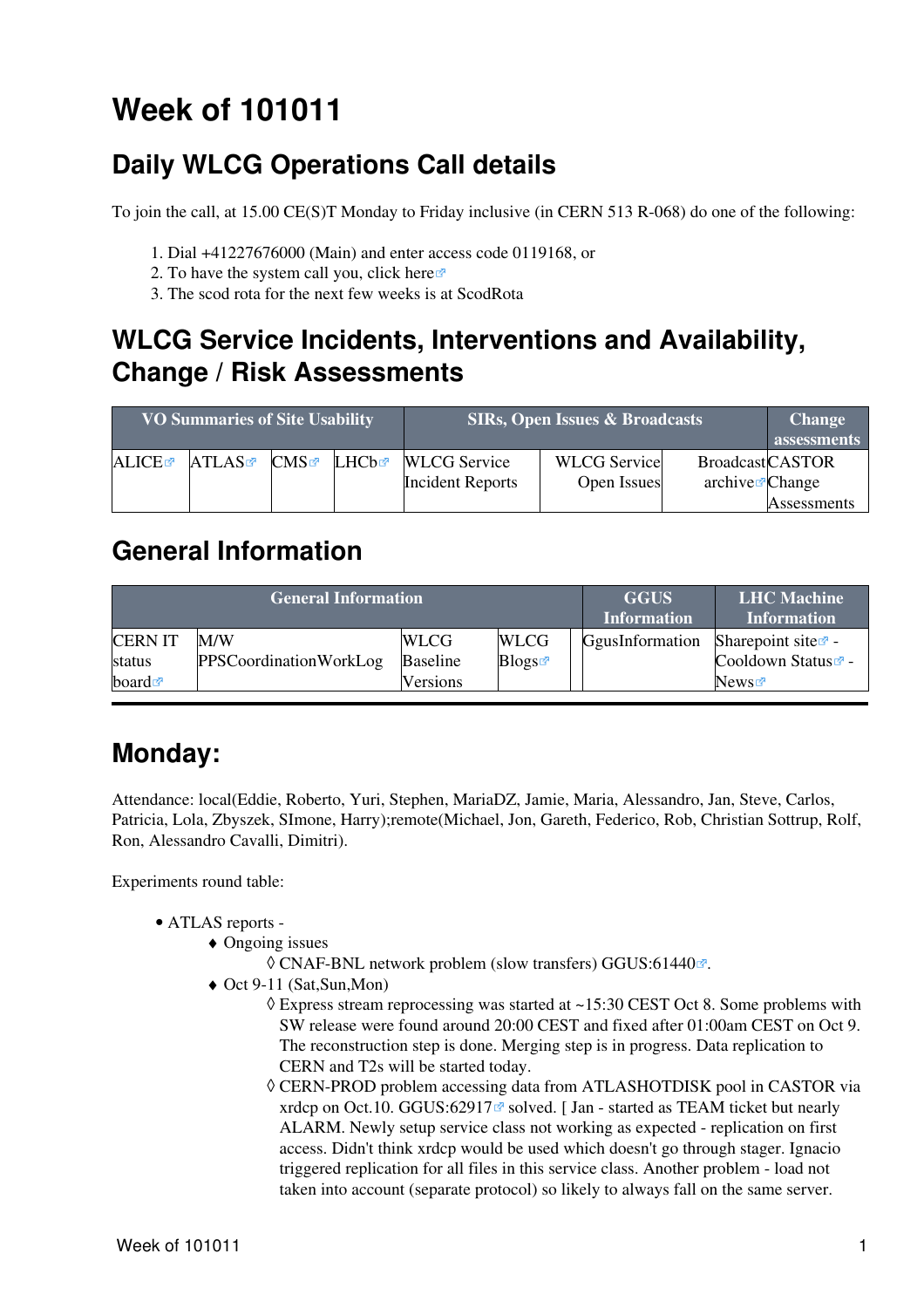# Week of 101011

## Daily WLCG Operations Call details

To join the call, at 15.00 CE(S)T Monday to Friday inclusive (in CERN 513 R-068) do one of the following:

1. Dial +41227676000 (Main) and enter access code 0119168, or
2. To have the system call you, click here
3. The scod rota for the next few weeks is at ScodRota

## WLCG Service Incidents, Interventions and Availability, Change / Risk Assessments

| VO Summaries of Site Usability | | | | SIRs, Open Issues & Broadcasts | | | Change assessments |
|---|---|---|---|---|---|---|---|
| ALICE | ATLAS | CMS | LHCb | WLCG Service Incident Reports | WLCG Service Open Issues | Broadcast archive | CASTOR Change Assessments |

## General Information

| General Information | | | | GGUS Information | LHC Machine Information |
|---|---|---|---|---|---|
| CERN IT status board | M/W PPSCoordinationWorkLog | WLCG Baseline Versions | WLCG Blogs | GgusInformation | Sharepoint site - Cooldown Status - News |

---

## Monday:

Attendance: local(Eddie, Roberto, Yuri, Stephen, MariaDZ, Jamie, Maria, Alessandro, Jan, Steve, Carlos, Patricia, Lola, Zbyszek, SImone, Harry);remote(Michael, Jon, Gareth, Federico, Rob, Christian Sottrup, Rolf, Ron, Alessandro Cavalli, Dimitri).

Experiments round table:

- ATLAS reports -
    - Ongoing issues
        - CNAF-BNL network problem (slow transfers) GGUS:61440.
    - Oct 9-11 (Sat,Sun,Mon)
        - Express stream reprocessing was started at ~15:30 CEST Oct 8. Some problems with SW release were found around 20:00 CEST and fixed after 01:00am CEST on Oct 9. The reconstruction step is done. Merging step is in progress. Data replication to CERN and T2s will be started today.
        - CERN-PROD problem accessing data from ATLASHOTDISK pool in CASTOR via xrdcp on Oct.10. GGUS:62917 solved. [ Jan - started as TEAM ticket but nearly ALARM. Newly setup service class not working as expected - replication on first access. Didn't think xrdcp would be used which doesn't go through stager. Ignacio triggered replication for all files in this service class. Another problem - load not taken into account (separate protocol) so likely to always fall on the same server.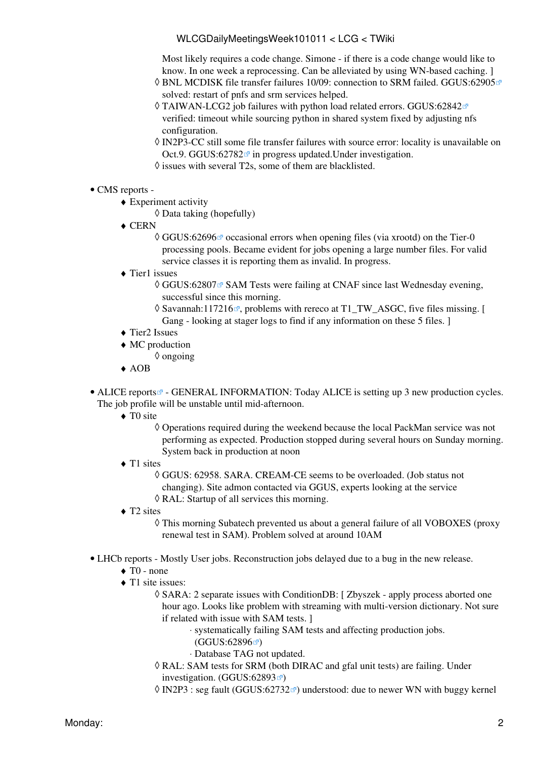Most likely requires a code change. Simone - if there is a code change would like to know. In one week a reprocessing. Can be alleviated by using WN-based caching. ]
    - BNL MCDISK file transfer failures 10/09: connection to SRM failed. GGUS:62905 solved: restart of pnfs and srm services helped.
    - TAIWAN-LCG2 job failures with python load related errors. GGUS:62842 verified: timeout while sourcing python in shared system fixed by adjusting nfs configuration.
    - IN2P3-CC still some file transfer failures with source error: locality is unavailable on Oct.9. GGUS:62782 in progress updated.Under investigation.
    - issues with several T2s, some of them are blacklisted.

- CMS reports -
  - Experiment activity
    - Data taking (hopefully)
  - CERN
    - GGUS:62696 occasional errors when opening files (via xrootd) on the Tier-0 processing pools. Became evident for jobs opening a large number files. For valid service classes it is reporting them as invalid. In progress.
  - Tier1 issues
    - GGUS:62807 SAM Tests were failing at CNAF since last Wednesday evening, successful since this morning.
    - Savannah:117216, problems with rereco at T1_TW_ASGC, five files missing. [ Gang - looking at stager logs to find if any information on these 5 files. ]
  - Tier2 Issues
  - MC production
    - ongoing
  - AOB

- ALICE reports - GENERAL INFORMATION: Today ALICE is setting up 3 new production cycles. The job profile will be unstable until mid-afternoon.
  - T0 site
    - Operations required during the weekend because the local PackMan service was not performing as expected. Production stopped during several hours on Sunday morning. System back in production at noon
  - T1 sites
    - GGUS: 62958. SARA. CREAM-CE seems to be overloaded. (Job status not changing). Site admon contacted via GGUS, experts looking at the service
    - RAL: Startup of all services this morning.
  - T2 sites
    - This morning Subatech prevented us about a general failure of all VOBOXES (proxy renewal test in SAM). Problem solved at around 10AM

- LHCb reports - Mostly User jobs. Reconstruction jobs delayed due to a bug in the new release.
  - T0 - none
  - T1 site issues:
    - SARA: 2 separate issues with ConditionDB: [ Zbyszek - apply process aborted one hour ago. Looks like problem with streaming with multi-version dictionary. Not sure if related with issue with SAM tests. ]
      - systematically failing SAM tests and affecting production jobs. (GGUS:62896)
      - Database TAG not updated.
    - RAL: SAM tests for SRM (both DIRAC and gfal unit tests) are failing. Under investigation. (GGUS:62893)
    - IN2P3 : seg fault (GGUS:62732) understood: due to newer WN with buggy kernel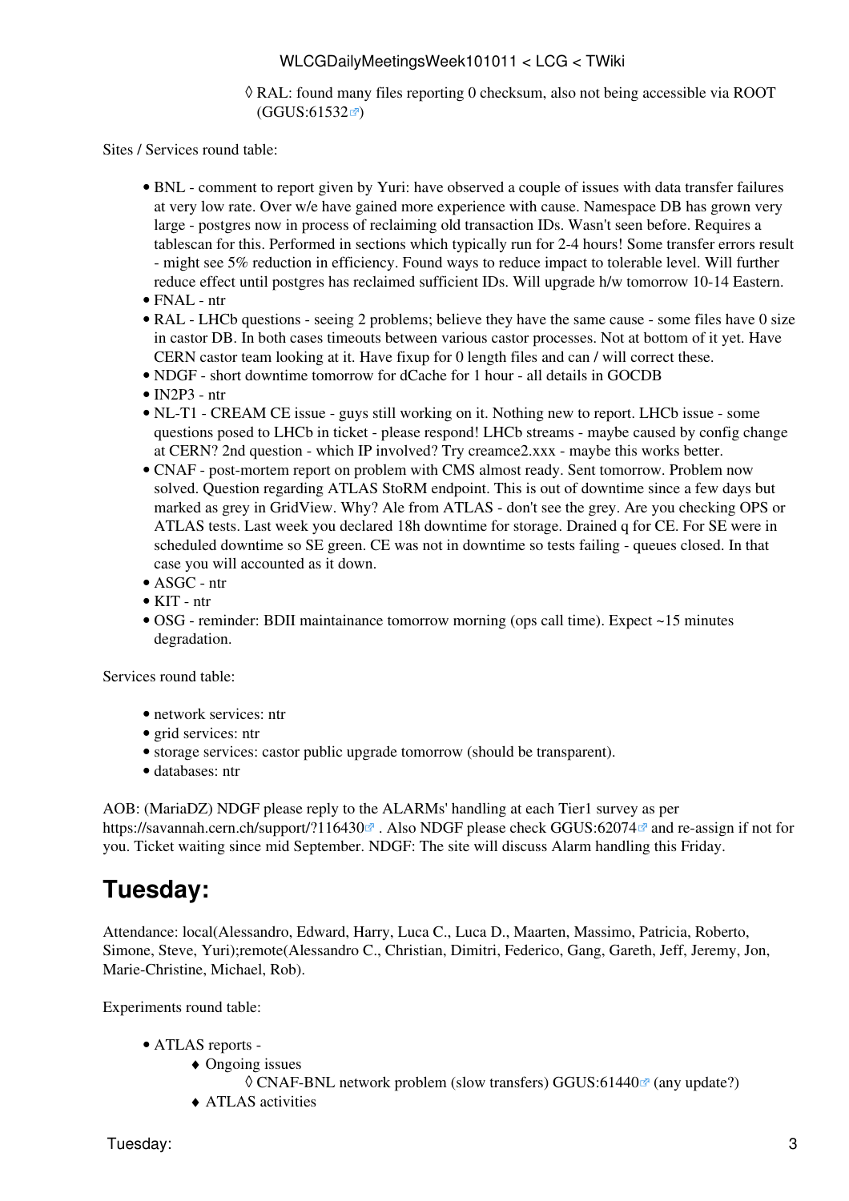◊ RAL: found many files reporting 0 checksum, also not being accessible via ROOT (GGUS:61532)

Sites / Services round table:

- BNL - comment to report given by Yuri: have observed a couple of issues with data transfer failures at very low rate. Over w/e have gained more experience with cause. Namespace DB has grown very large - postgres now in process of reclaiming old transaction IDs. Wasn't seen before. Requires a tablescan for this. Performed in sections which typically run for 2-4 hours! Some transfer errors result - might see 5% reduction in efficiency. Found ways to reduce impact to tolerable level. Will further reduce effect until postgres has reclaimed sufficient IDs. Will upgrade h/w tomorrow 10-14 Eastern.
- FNAL - ntr
- RAL - LHCb questions - seeing 2 problems; believe they have the same cause - some files have 0 size in castor DB. In both cases timeouts between various castor processes. Not at bottom of it yet. Have CERN castor team looking at it. Have fixup for 0 length files and can / will correct these.
- NDGF - short downtime tomorrow for dCache for 1 hour - all details in GOCDB
- IN2P3 - ntr
- NL-T1 - CREAM CE issue - guys still working on it. Nothing new to report. LHCb issue - some questions posed to LHCb in ticket - please respond! LHCb streams - maybe caused by config change at CERN? 2nd question - which IP involved? Try creamce2.xxx - maybe this works better.
- CNAF - post-mortem report on problem with CMS almost ready. Sent tomorrow. Problem now solved. Question regarding ATLAS StoRM endpoint. This is out of downtime since a few days but marked as grey in GridView. Why? Ale from ATLAS - don't see the grey. Are you checking OPS or ATLAS tests. Last week you declared 18h downtime for storage. Drained q for CE. For SE were in scheduled downtime so SE green. CE was not in downtime so tests failing - queues closed. In that case you will accounted as it down.
- ASGC - ntr
- KIT - ntr
- OSG - reminder: BDII maintainance tomorrow morning (ops call time). Expect ~15 minutes degradation.

Services round table:

- network services: ntr
- grid services: ntr
- storage services: castor public upgrade tomorrow (should be transparent).
- databases: ntr

AOB: (MariaDZ) NDGF please reply to the ALARMs' handling at each Tier1 survey as per https://savannah.cern.ch/support/?116430 . Also NDGF please check GGUS:62074 and re-assign if not for you. Ticket waiting since mid September. NDGF: The site will discuss Alarm handling this Friday.

# Tuesday:

Attendance: local(Alessandro, Edward, Harry, Luca C., Luca D., Maarten, Massimo, Patricia, Roberto, Simone, Steve, Yuri);remote(Alessandro C., Christian, Dimitri, Federico, Gang, Gareth, Jeff, Jeremy, Jon, Marie-Christine, Michael, Rob).

Experiments round table:

- ATLAS reports -
    - ♦ Ongoing issues
        - ◊ CNAF-BNL network problem (slow transfers) GGUS:61440 (any update?)
    - ♦ ATLAS activities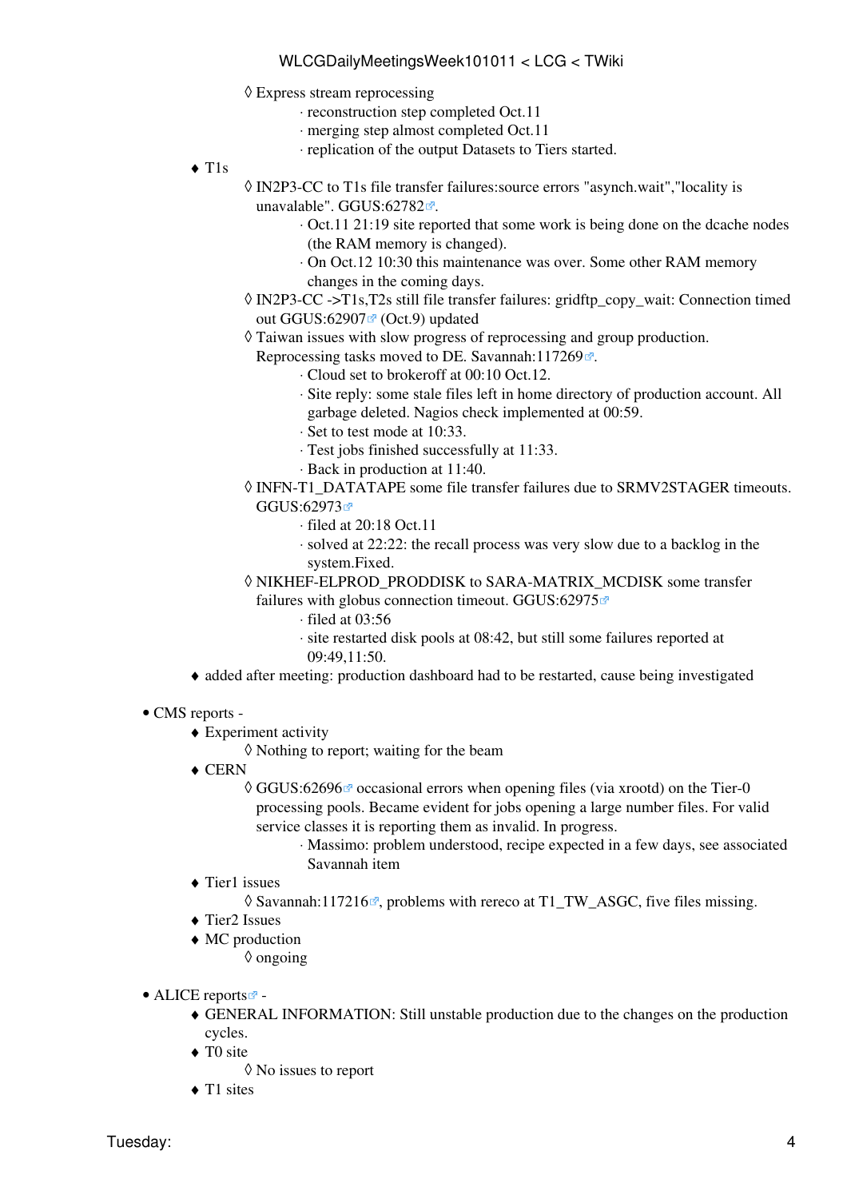- Express stream reprocessing
            - reconstruction step completed Oct.11
            - merging step almost completed Oct.11
            - replication of the output Datasets to Tiers started.
    - T1s
        - IN2P3-CC to T1s file transfer failures:source errors "asynch.wait","locality is unavalable". GGUS:62782.
            - Oct.11 21:19 site reported that some work is being done on the dcache nodes (the RAM memory is changed).
            - On Oct.12 10:30 this maintenance was over. Some other RAM memory changes in the coming days.
        - IN2P3-CC ->T1s,T2s still file transfer failures: gridftp_copy_wait: Connection timed out GGUS:62907 (Oct.9) updated
        - Taiwan issues with slow progress of reprocessing and group production. Reprocessing tasks moved to DE. Savannah:117269.
            - Cloud set to brokeroff at 00:10 Oct.12.
            - Site reply: some stale files left in home directory of production account. All garbage deleted. Nagios check implemented at 00:59.
            - Set to test mode at 10:33.
            - Test jobs finished successfully at 11:33.
            - Back in production at 11:40.
        - INFN-T1_DATATAPE some file transfer failures due to SRMV2STAGER timeouts. GGUS:62973
            - filed at 20:18 Oct.11
            - solved at 22:22: the recall process was very slow due to a backlog in the system.Fixed.
        - NIKHEF-ELPROD_PRODDISK to SARA-MATRIX_MCDISK some transfer failures with globus connection timeout. GGUS:62975
            - filed at 03:56
            - site restarted disk pools at 08:42, but still some failures reported at 09:49,11:50.
    - added after meeting: production dashboard had to be restarted, cause being investigated

- CMS reports -
    - Experiment activity
        - Nothing to report; waiting for the beam
    - CERN
        - GGUS:62696 occasional errors when opening files (via xrootd) on the Tier-0 processing pools. Became evident for jobs opening a large number files. For valid service classes it is reporting them as invalid. In progress.
            - Massimo: problem understood, recipe expected in a few days, see associated Savannah item
    - Tier1 issues
        - Savannah:117216, problems with rereco at T1_TW_ASGC, five files missing.
    - Tier2 Issues
    - MC production
        - ongoing

- ALICE reports -
    - GENERAL INFORMATION: Still unstable production due to the changes on the production cycles.
    - T0 site
        - No issues to report
    - T1 sites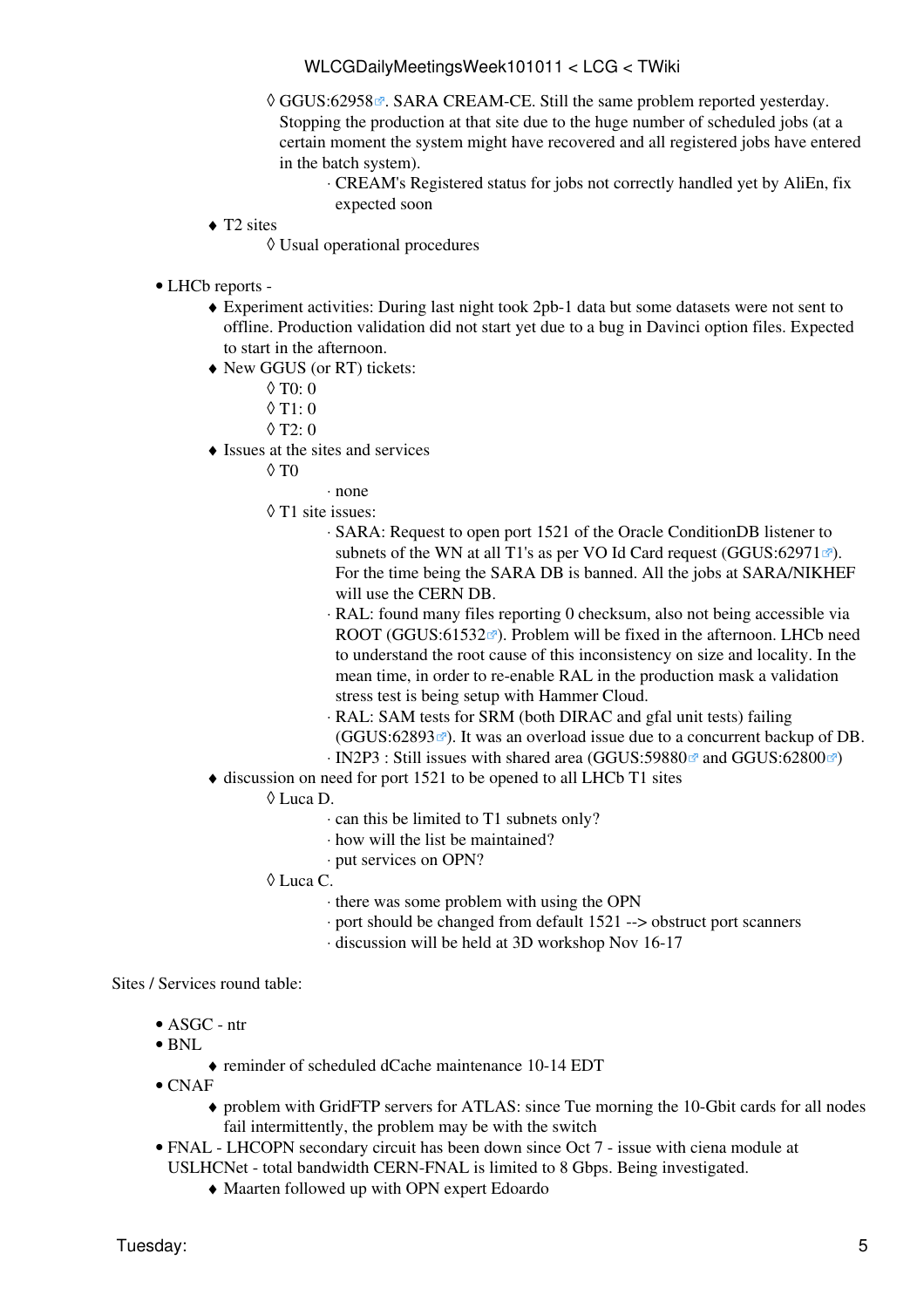- GGUS:62958. SARA CREAM-CE. Still the same problem reported yesterday. Stopping the production at that site due to the huge number of scheduled jobs (at a certain moment the system might have recovered and all registered jobs have entered in the batch system).
             - CREAM's Registered status for jobs not correctly handled yet by AliEn, fix expected soon
     - T2 sites
         - Usual operational procedures

- LHCb reports -
     - Experiment activities: During last night took 2pb-1 data but some datasets were not sent to offline. Production validation did not start yet due to a bug in Davinci option files. Expected to start in the afternoon.
     - New GGUS (or RT) tickets:
         - T0: 0
         - T1: 0
         - T2: 0
     - Issues at the sites and services
         - T0
             - none
         - T1 site issues:
             - SARA: Request to open port 1521 of the Oracle ConditionDB listener to subnets of the WN at all T1's as per VO Id Card request (GGUS:62971). For the time being the SARA DB is banned. All the jobs at SARA/NIKHEF will use the CERN DB.
             - RAL: found many files reporting 0 checksum, also not being accessible via ROOT (GGUS:61532). Problem will be fixed in the afternoon. LHCb need to understand the root cause of this inconsistency on size and locality. In the mean time, in order to re-enable RAL in the production mask a validation stress test is being setup with Hammer Cloud.
             - RAL: SAM tests for SRM (both DIRAC and gfal unit tests) failing (GGUS:62893). It was an overload issue due to a concurrent backup of DB.
             - IN2P3 : Still issues with shared area (GGUS:59880 and GGUS:62800)
     - discussion on need for port 1521 to be opened to all LHCb T1 sites
         - Luca D.
             - can this be limited to T1 subnets only?
             - how will the list be maintained?
             - put services on OPN?
         - Luca C.
             - there was some problem with using the OPN
             - port should be changed from default 1521 --> obstruct port scanners
             - discussion will be held at 3D workshop Nov 16-17

Sites / Services round table:

- ASGC - ntr
- BNL
     - reminder of scheduled dCache maintenance 10-14 EDT
- CNAF
     - problem with GridFTP servers for ATLAS: since Tue morning the 10-Gbit cards for all nodes fail intermittently, the problem may be with the switch
- FNAL - LHCOPN secondary circuit has been down since Oct 7 - issue with ciena module at USLHCNet - total bandwidth CERN-FNAL is limited to 8 Gbps. Being investigated.
     - Maarten followed up with OPN expert Edoardo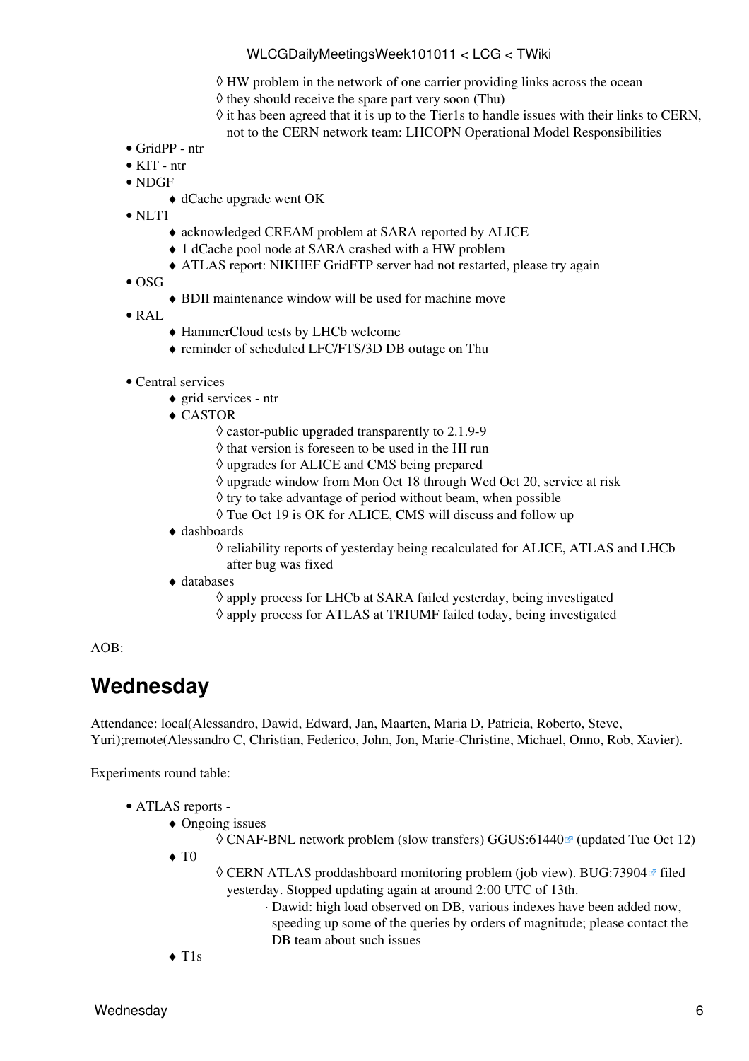- HW problem in the network of one carrier providing links across the ocean
            - they should receive the spare part very soon (Thu)
            - it has been agreed that it is up to the Tier1s to handle issues with their links to CERN, not to the CERN network team: LHCOPN Operational Model Responsibilities
- GridPP - ntr
- KIT - ntr
- NDGF
    - dCache upgrade went OK
- NLT1
    - acknowledged CREAM problem at SARA reported by ALICE
    - 1 dCache pool node at SARA crashed with a HW problem
    - ATLAS report: NIKHEF GridFTP server had not restarted, please try again
- OSG
    - BDII maintenance window will be used for machine move
- RAL
    - HammerCloud tests by LHCb welcome
    - reminder of scheduled LFC/FTS/3D DB outage on Thu

- Central services
    - grid services - ntr
    - CASTOR
        - castor-public upgraded transparently to 2.1.9-9
        - that version is foreseen to be used in the HI run
        - upgrades for ALICE and CMS being prepared
        - upgrade window from Mon Oct 18 through Wed Oct 20, service at risk
        - try to take advantage of period without beam, when possible
        - Tue Oct 19 is OK for ALICE, CMS will discuss and follow up
    - dashboards
        - reliability reports of yesterday being recalculated for ALICE, ATLAS and LHCb after bug was fixed
    - databases
        - apply process for LHCb at SARA failed yesterday, being investigated
        - apply process for ATLAS at TRIUMF failed today, being investigated

AOB:

## Wednesday

Attendance: local(Alessandro, Dawid, Edward, Jan, Maarten, Maria D, Patricia, Roberto, Steve, Yuri);remote(Alessandro C, Christian, Federico, John, Jon, Marie-Christine, Michael, Onno, Rob, Xavier).

Experiments round table:

- ATLAS reports -
    - Ongoing issues
        - CNAF-BNL network problem (slow transfers) GGUS:61440 (updated Tue Oct 12)
    - T0
        - CERN ATLAS proddashboard monitoring problem (job view). BUG:73904 filed yesterday. Stopped updating again at around 2:00 UTC of 13th.
            - Dawid: high load observed on DB, various indexes have been added now, speeding up some of the queries by orders of magnitude; please contact the DB team about such issues
    - T1s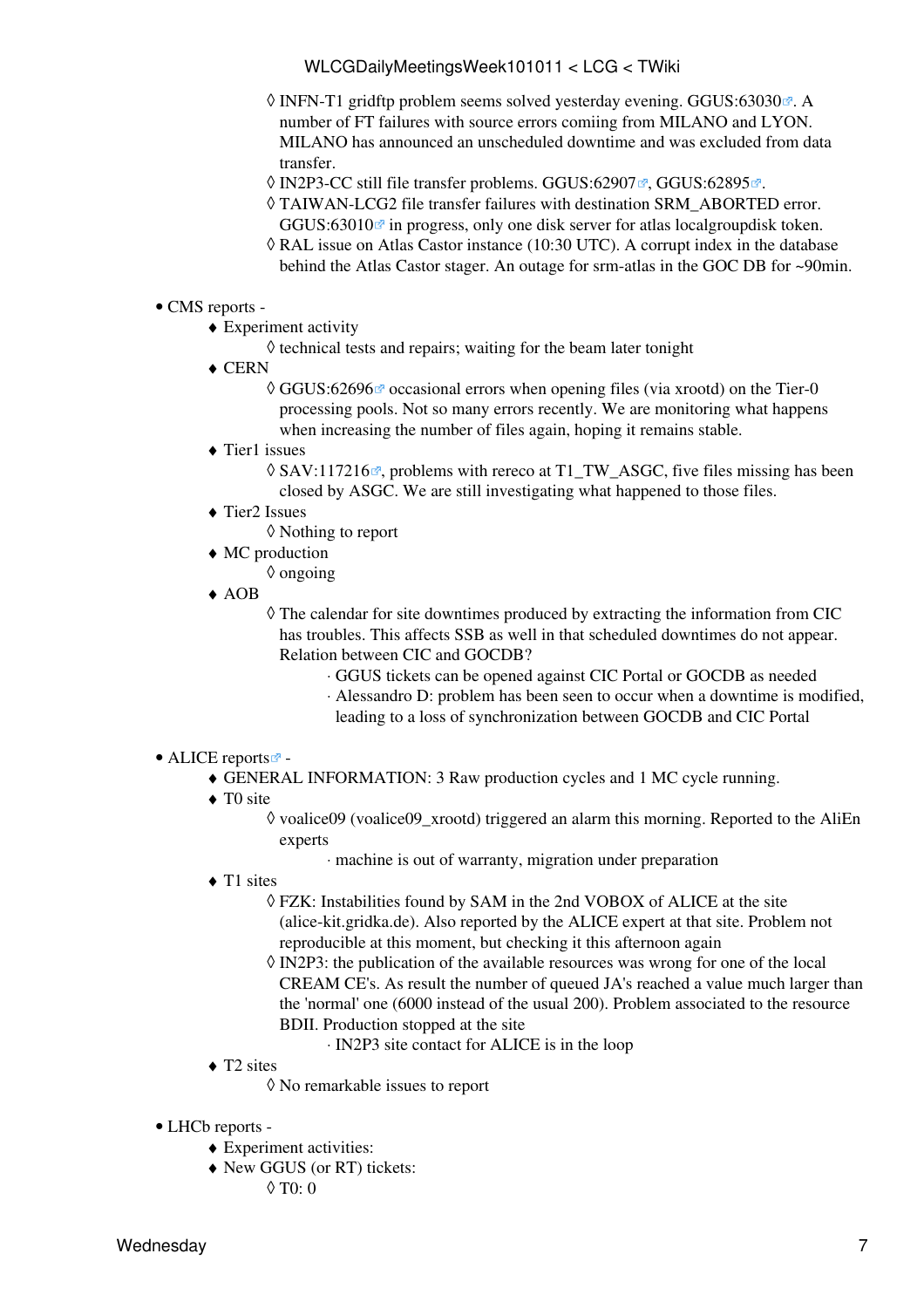- INFN-T1 gridftp problem seems solved yesterday evening. GGUS:63030. A number of FT failures with source errors comiing from MILANO and LYON. MILANO has announced an unscheduled downtime and was excluded from data transfer.
- IN2P3-CC still file transfer problems. GGUS:62907, GGUS:62895.
- TAIWAN-LCG2 file transfer failures with destination SRM_ABORTED error. GGUS:63010 in progress, only one disk server for atlas localgroupdisk token.
- RAL issue on Atlas Castor instance (10:30 UTC). A corrupt index in the database behind the Atlas Castor stager. An outage for srm-atlas in the GOC DB for ~90min.

- CMS reports -
  - Experiment activity
    - technical tests and repairs; waiting for the beam later tonight
  - CERN
    - GGUS:62696 occasional errors when opening files (via xrootd) on the Tier-0 processing pools. Not so many errors recently. We are monitoring what happens when increasing the number of files again, hoping it remains stable.
  - Tier1 issues
    - SAV:117216, problems with rereco at T1_TW_ASGC, five files missing has been closed by ASGC. We are still investigating what happened to those files.
  - Tier2 Issues
    - Nothing to report
  - MC production
    - ongoing
  - AOB
    - The calendar for site downtimes produced by extracting the information from CIC has troubles. This affects SSB as well in that scheduled downtimes do not appear. Relation between CIC and GOCDB?
      - GGUS tickets can be opened against CIC Portal or GOCDB as needed
      - Alessandro D: problem has been seen to occur when a downtime is modified, leading to a loss of synchronization between GOCDB and CIC Portal

- ALICE reports -
  - GENERAL INFORMATION: 3 Raw production cycles and 1 MC cycle running.
  - T0 site
    - voalice09 (voalice09_xrootd) triggered an alarm this morning. Reported to the AliEn experts
      - machine is out of warranty, migration under preparation
  - T1 sites
    - FZK: Instabilities found by SAM in the 2nd VOBOX of ALICE at the site (alice-kit.gridka.de). Also reported by the ALICE expert at that site. Problem not reproducible at this moment, but checking it this afternoon again
    - IN2P3: the publication of the available resources was wrong for one of the local CREAM CE's. As result the number of queued JA's reached a value much larger than the 'normal' one (6000 instead of the usual 200). Problem associated to the resource BDII. Production stopped at the site
      - IN2P3 site contact for ALICE is in the loop
  - T2 sites
    - No remarkable issues to report

- LHCb reports -
  - Experiment activities:
  - New GGUS (or RT) tickets:
    - T0: 0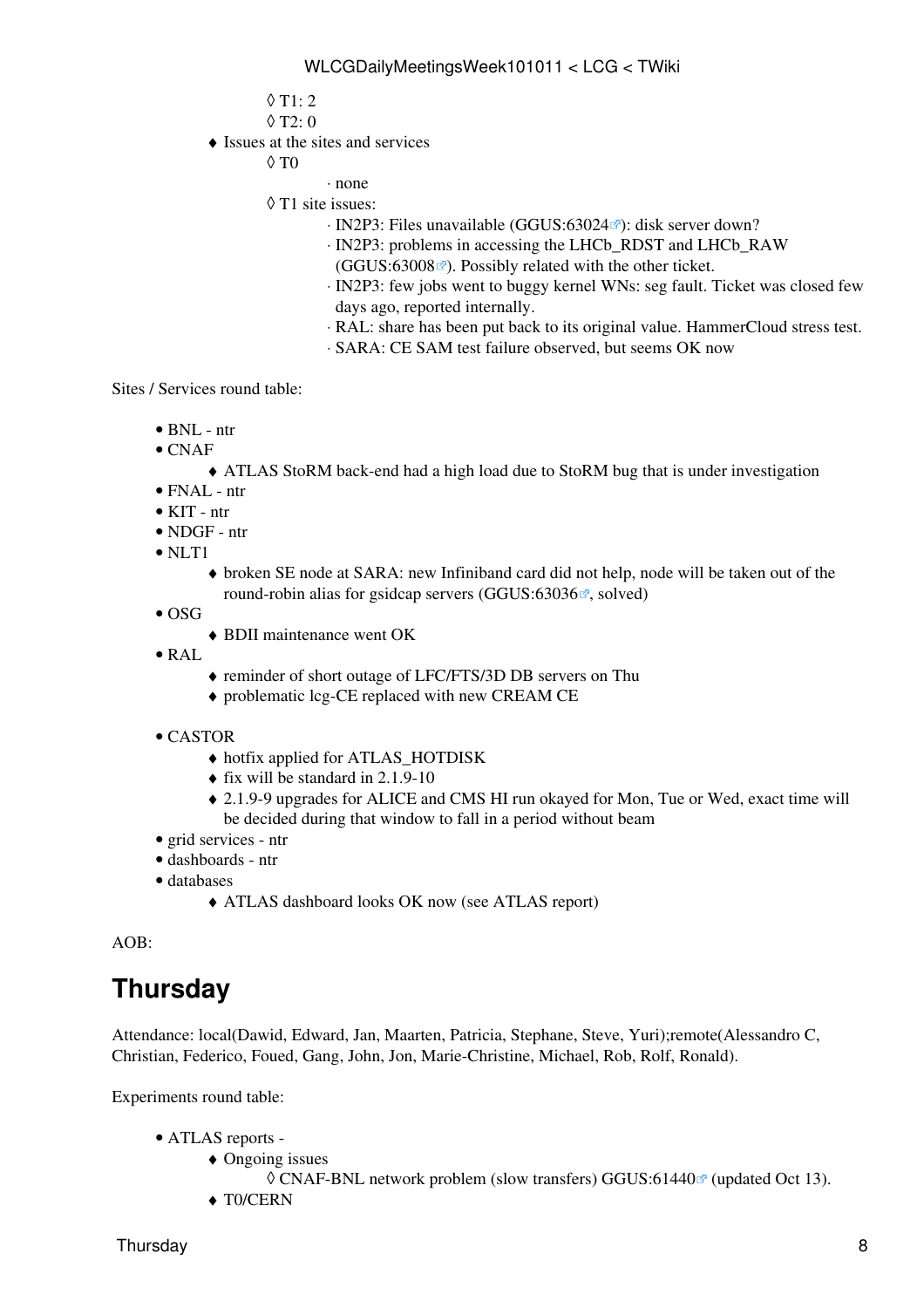- T1: 2
- T2: 0
- Issues at the sites and services
    - T0
        - none
    - T1 site issues:
        - IN2P3: Files unavailable (GGUS:63024): disk server down?
        - IN2P3: problems in accessing the LHCb_RDST and LHCb_RAW (GGUS:63008). Possibly related with the other ticket.
        - IN2P3: few jobs went to buggy kernel WNs: seg fault. Ticket was closed few days ago, reported internally.
        - RAL: share has been put back to its original value. HammerCloud stress test.
        - SARA: CE SAM test failure observed, but seems OK now

Sites / Services round table:

- BNL - ntr
- CNAF
    - ATLAS StoRM back-end had a high load due to StoRM bug that is under investigation
- FNAL - ntr
- KIT - ntr
- NDGF - ntr
- NLT1
    - broken SE node at SARA: new Infiniband card did not help, node will be taken out of the round-robin alias for gsidcap servers (GGUS:63036, solved)
- OSG
    - BDII maintenance went OK
- RAL
    - reminder of short outage of LFC/FTS/3D DB servers on Thu
    - problematic lcg-CE replaced with new CREAM CE
- CASTOR
    - hotfix applied for ATLAS_HOTDISK
    - fix will be standard in 2.1.9-10
    - 2.1.9-9 upgrades for ALICE and CMS HI run okayed for Mon, Tue or Wed, exact time will be decided during that window to fall in a period without beam
- grid services - ntr
- dashboards - ntr
- databases
    - ATLAS dashboard looks OK now (see ATLAS report)

AOB:

# Thursday

Attendance: local(Dawid, Edward, Jan, Maarten, Patricia, Stephane, Steve, Yuri);remote(Alessandro C, Christian, Federico, Foued, Gang, John, Jon, Marie-Christine, Michael, Rob, Rolf, Ronald).

Experiments round table:

- ATLAS reports -
    - Ongoing issues
        - CNAF-BNL network problem (slow transfers) GGUS:61440 (updated Oct 13).
    - T0/CERN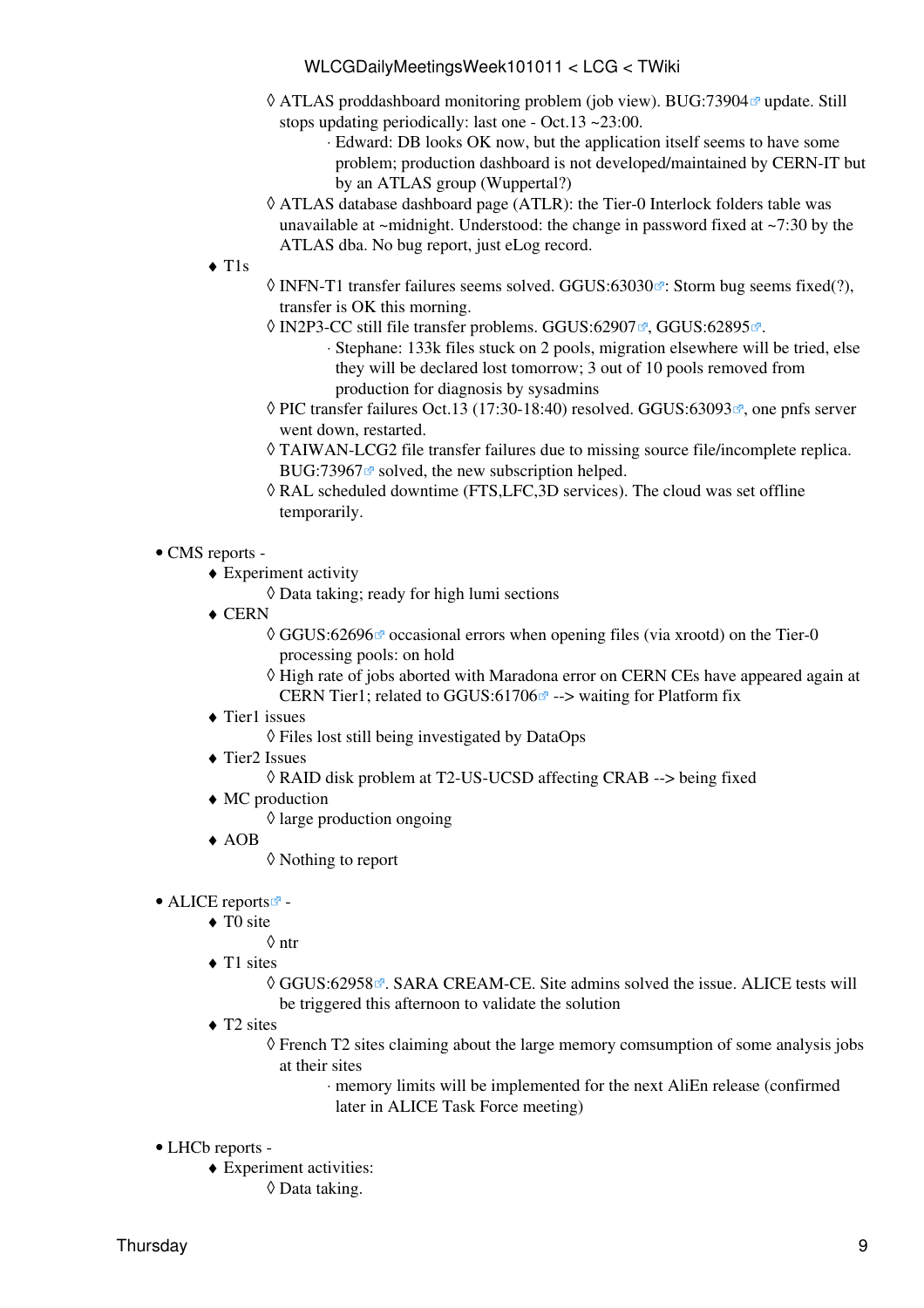- ATLAS proddashboard monitoring problem (job view). BUG:73904 update. Still stops updating periodically: last one - Oct.13 ~23:00.
  - Edward: DB looks OK now, but the application itself seems to have some problem; production dashboard is not developed/maintained by CERN-IT but by an ATLAS group (Wuppertal?)
- ATLAS database dashboard page (ATLR): the Tier-0 Interlock folders table was unavailable at ~midnight. Understood: the change in password fixed at ~7:30 by the ATLAS dba. No bug report, just eLog record.

- T1s
  - INFN-T1 transfer failures seems solved. GGUS:63030: Storm bug seems fixed(?), transfer is OK this morning.
  - IN2P3-CC still file transfer problems. GGUS:62907, GGUS:62895.
    - Stephane: 133k files stuck on 2 pools, migration elsewhere will be tried, else they will be declared lost tomorrow; 3 out of 10 pools removed from production for diagnosis by sysadmins
  - PIC transfer failures Oct.13 (17:30-18:40) resolved. GGUS:63093, one pnfs server went down, restarted.
  - TAIWAN-LCG2 file transfer failures due to missing source file/incomplete replica. BUG:73967 solved, the new subscription helped.
  - RAL scheduled downtime (FTS,LFC,3D services). The cloud was set offline temporarily.

- CMS reports -
  - Experiment activity
    - Data taking; ready for high lumi sections
  - CERN
    - GGUS:62696 occasional errors when opening files (via xrootd) on the Tier-0 processing pools: on hold
    - High rate of jobs aborted with Maradona error on CERN CEs have appeared again at CERN Tier1; related to GGUS:61706 --> waiting for Platform fix
  - Tier1 issues
    - Files lost still being investigated by DataOps
  - Tier2 Issues
    - RAID disk problem at T2-US-UCSD affecting CRAB --> being fixed
  - MC production
    - large production ongoing
  - AOB
    - Nothing to report

- ALICE reports -
  - T0 site
    - ntr
  - T1 sites
    - GGUS:62958. SARA CREAM-CE. Site admins solved the issue. ALICE tests will be triggered this afternoon to validate the solution
  - T2 sites
    - French T2 sites claiming about the large memory comsumption of some analysis jobs at their sites
      - memory limits will be implemented for the next AliEn release (confirmed later in ALICE Task Force meeting)

- LHCb reports -
  - Experiment activities:
    - Data taking.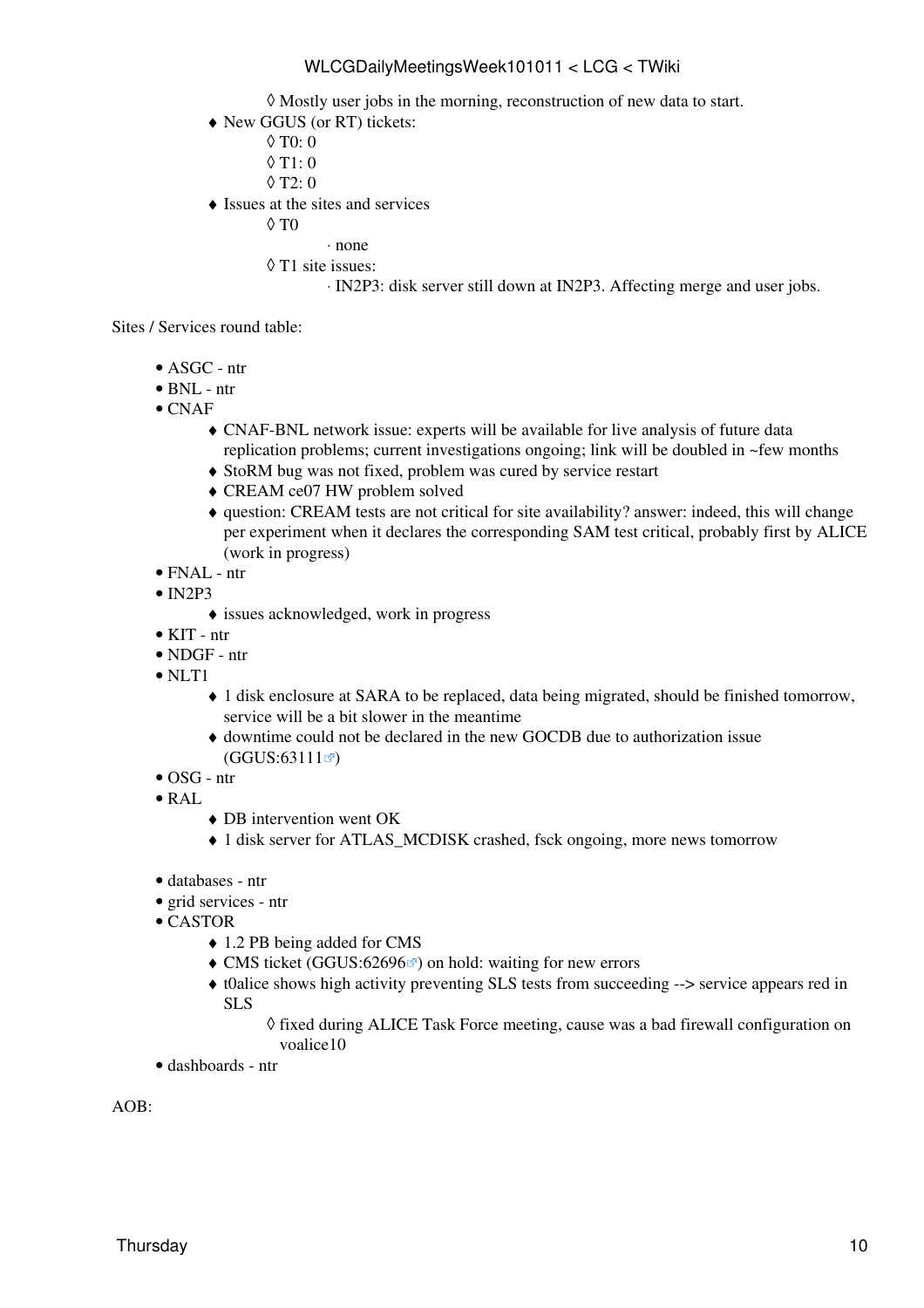- Mostly user jobs in the morning, reconstruction of new data to start.
    - New GGUS (or RT) tickets:
        - T0: 0
        - T1: 0
        - T2: 0
    - Issues at the sites and services
        - T0
            - none
        - T1 site issues:
            - IN2P3: disk server still down at IN2P3. Affecting merge and user jobs.

Sites / Services round table:

- ASGC - ntr
- BNL - ntr
- CNAF
    - CNAF-BNL network issue: experts will be available for live analysis of future data replication problems; current investigations ongoing; link will be doubled in ~few months
    - StoRM bug was not fixed, problem was cured by service restart
    - CREAM ce07 HW problem solved
    - question: CREAM tests are not critical for site availability? answer: indeed, this will change per experiment when it declares the corresponding SAM test critical, probably first by ALICE (work in progress)
- FNAL - ntr
- IN2P3
    - issues acknowledged, work in progress
- KIT - ntr
- NDGF - ntr
- NLT1
    - 1 disk enclosure at SARA to be replaced, data being migrated, should be finished tomorrow, service will be a bit slower in the meantime
    - downtime could not be declared in the new GOCDB due to authorization issue (GGUS:63111)
- OSG - ntr
- RAL
    - DB intervention went OK
    - 1 disk server for ATLAS_MCDISK crashed, fsck ongoing, more news tomorrow

- databases - ntr
- grid services - ntr
- CASTOR
    - 1.2 PB being added for CMS
    - CMS ticket (GGUS:62696) on hold: waiting for new errors
    - t0alice shows high activity preventing SLS tests from succeeding --> service appears red in SLS
        - fixed during ALICE Task Force meeting, cause was a bad firewall configuration on voalice10
- dashboards - ntr

AOB:

Thursday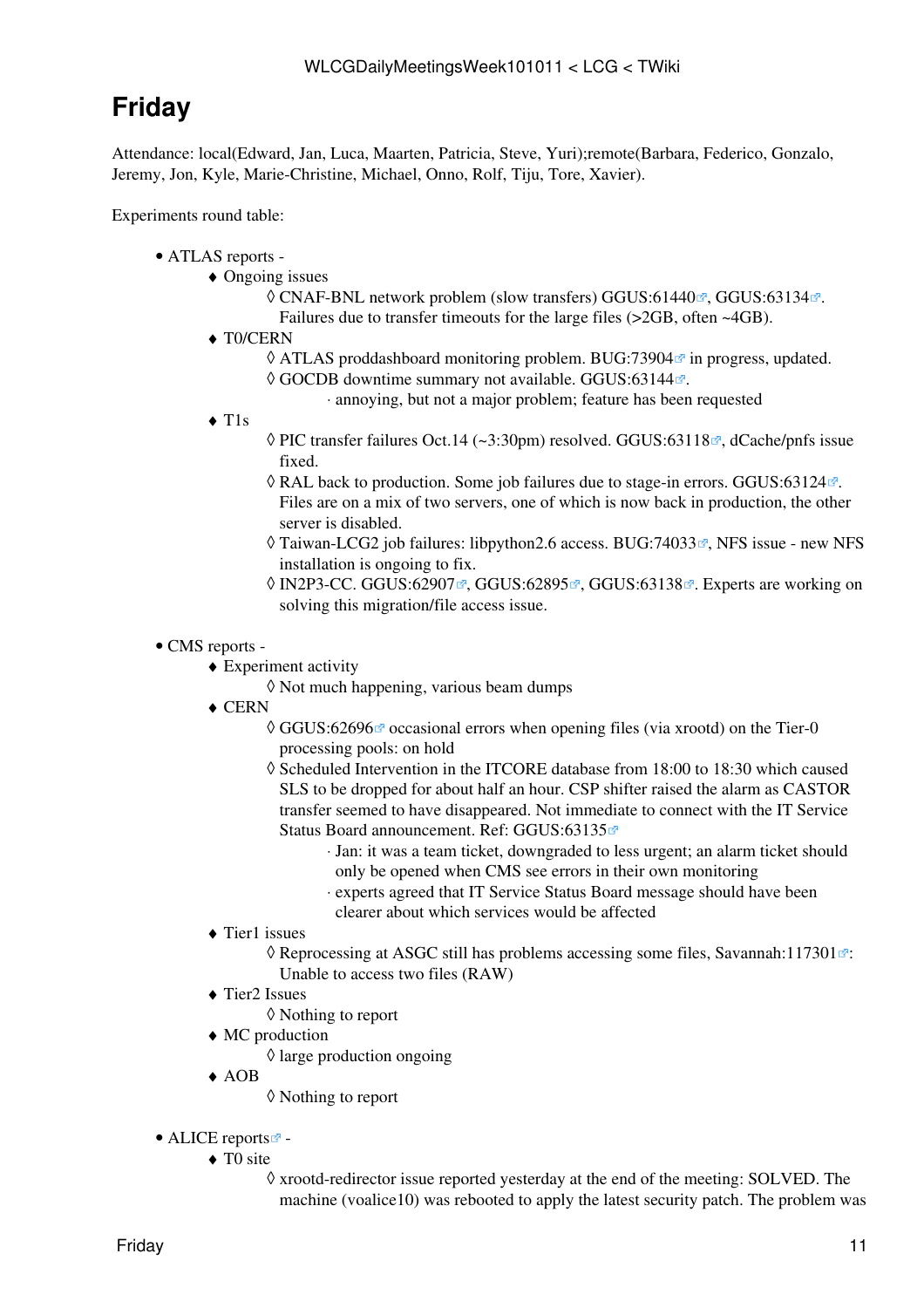# Friday

Attendance: local(Edward, Jan, Luca, Maarten, Patricia, Steve, Yuri);remote(Barbara, Federico, Gonzalo, Jeremy, Jon, Kyle, Marie-Christine, Michael, Onno, Rolf, Tiju, Tore, Xavier).

Experiments round table:

- ATLAS reports -
    - Ongoing issues
        - CNAF-BNL network problem (slow transfers) GGUS:61440, GGUS:63134. Failures due to transfer timeouts for the large files (>2GB, often ~4GB).
    - T0/CERN
        - ATLAS proddashboard monitoring problem. BUG:73904 in progress, updated.
        - GOCDB downtime summary not available. GGUS:63144.
            - annoying, but not a major problem; feature has been requested
    - T1s
        - PIC transfer failures Oct.14 (~3:30pm) resolved. GGUS:63118, dCache/pnfs issue fixed.
        - RAL back to production. Some job failures due to stage-in errors. GGUS:63124. Files are on a mix of two servers, one of which is now back in production, the other server is disabled.
        - Taiwan-LCG2 job failures: libpython2.6 access. BUG:74033, NFS issue - new NFS installation is ongoing to fix.
        - IN2P3-CC. GGUS:62907, GGUS:62895, GGUS:63138. Experts are working on solving this migration/file access issue.

- CMS reports -
    - Experiment activity
        - Not much happening, various beam dumps
    - CERN
        - GGUS:62696 occasional errors when opening files (via xrootd) on the Tier-0 processing pools: on hold
        - Scheduled Intervention in the ITCORE database from 18:00 to 18:30 which caused SLS to be dropped for about half an hour. CSP shifter raised the alarm as CASTOR transfer seemed to have disappeared. Not immediate to connect with the IT Service Status Board announcement. Ref: GGUS:63135
            - Jan: it was a team ticket, downgraded to less urgent; an alarm ticket should only be opened when CMS see errors in their own monitoring
            - experts agreed that IT Service Status Board message should have been clearer about which services would be affected
    - Tier1 issues
        - Reprocessing at ASGC still has problems accessing some files, Savannah:117301: Unable to access two files (RAW)
    - Tier2 Issues
        - Nothing to report
    - MC production
        - large production ongoing
    - AOB
        - Nothing to report

- ALICE reports -
    - T0 site
        - xrootd-redirector issue reported yesterday at the end of the meeting: SOLVED. The machine (voalice10) was rebooted to apply the latest security patch. The problem was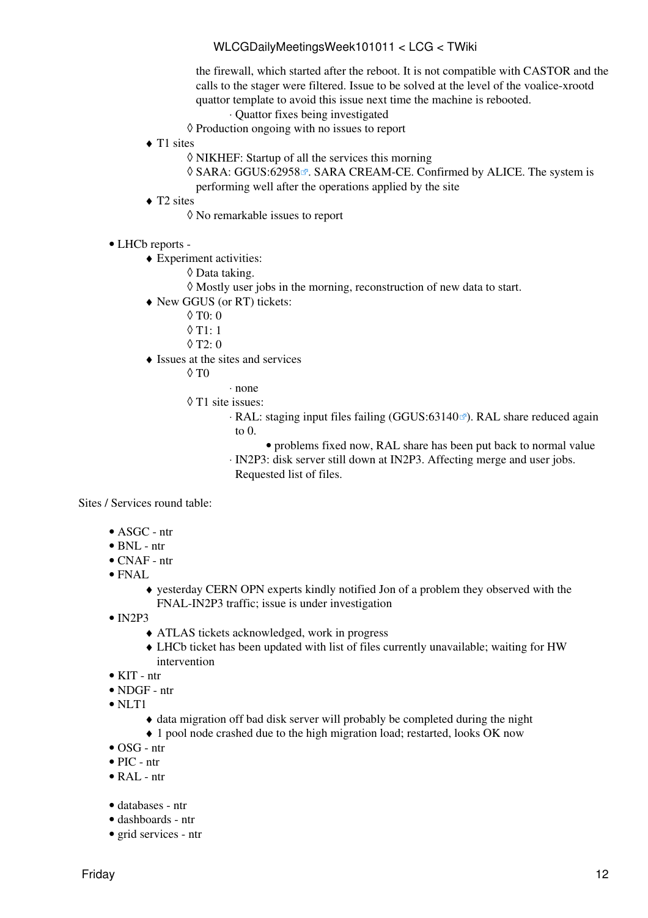the firewall, which started after the reboot. It is not compatible with CASTOR and the calls to the stager were filtered. Issue to be solved at the level of the voalice-xrootd quattor template to avoid this issue next time the machine is rebooted.
            - Quattor fixes being investigated
        - Production ongoing with no issues to report
    - T1 sites
        - NIKHEF: Startup of all the services this morning
        - SARA: GGUS:62958. SARA CREAM-CE. Confirmed by ALICE. The system is performing well after the operations applied by the site
    - T2 sites
        - No remarkable issues to report

- LHCb reports -
    - Experiment activities:
        - Data taking.
        - Mostly user jobs in the morning, reconstruction of new data to start.
    - New GGUS (or RT) tickets:
        - T0: 0
        - T1: 1
        - T2: 0
    - Issues at the sites and services
        - T0
            - none
        - T1 site issues:
            - RAL: staging input files failing (GGUS:63140). RAL share reduced again to 0.
                - problems fixed now, RAL share has been put back to normal value
            - IN2P3: disk server still down at IN2P3. Affecting merge and user jobs. Requested list of files.

Sites / Services round table:

- ASGC - ntr
- BNL - ntr
- CNAF - ntr
- FNAL
    - yesterday CERN OPN experts kindly notified Jon of a problem they observed with the FNAL-IN2P3 traffic; issue is under investigation
- IN2P3
    - ATLAS tickets acknowledged, work in progress
    - LHCb ticket has been updated with list of files currently unavailable; waiting for HW intervention
- KIT - ntr
- NDGF - ntr
- NLT1
    - data migration off bad disk server will probably be completed during the night
    - 1 pool node crashed due to the high migration load; restarted, looks OK now
- OSG - ntr
- PIC - ntr
- RAL - ntr

- databases - ntr
- dashboards - ntr
- grid services - ntr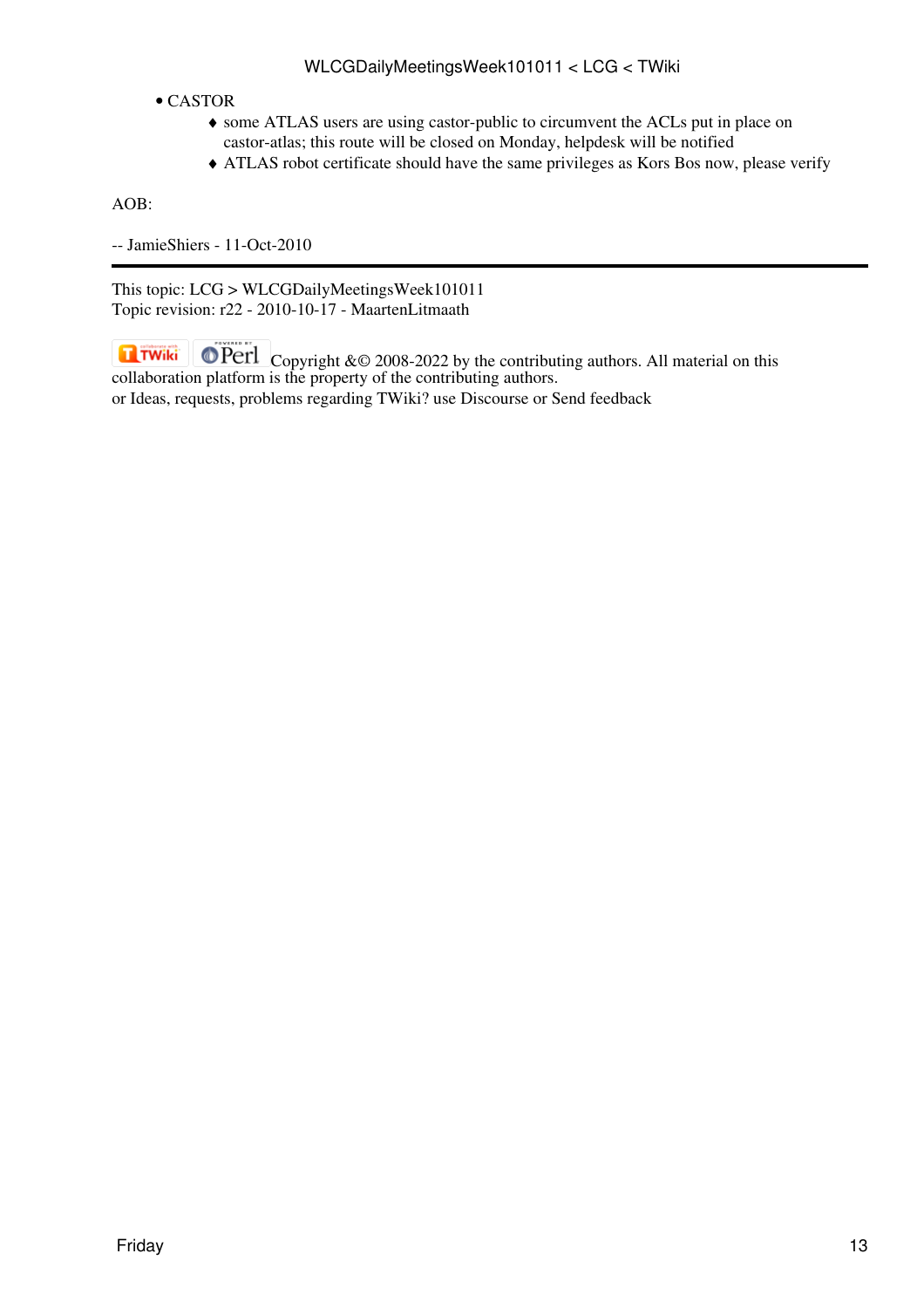- CASTOR
  - some ATLAS users are using castor-public to circumvent the ACLs put in place on castor-atlas; this route will be closed on Monday, helpdesk will be notified
  - ATLAS robot certificate should have the same privileges as Kors Bos now, please verify

AOB:

-- JamieShiers - 11-Oct-2010

---

This topic: LCG > WLCGDailyMeetingsWeek101011
Topic revision: r22 - 2010-10-17 - MaartenLitmaath

Copyright &© 2008-2022 by the contributing authors. All material on this collaboration platform is the property of the contributing authors.
or Ideas, requests, problems regarding TWiki? use Discourse or Send feedback